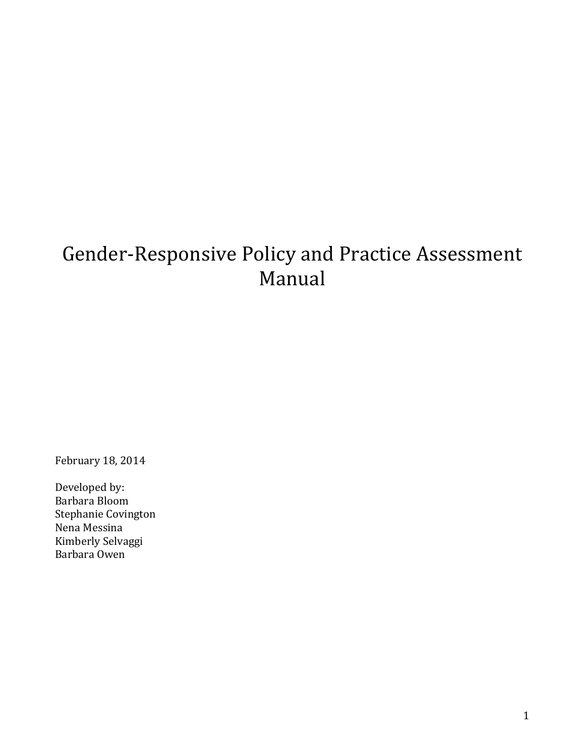# Gender-Responsive Policy and Practice Assessment Manual

February 18, 2014

Developed by:
Barbara Bloom
Stephanie Covington
Nena Messina
Kimberly Selvaggi
Barbara Owen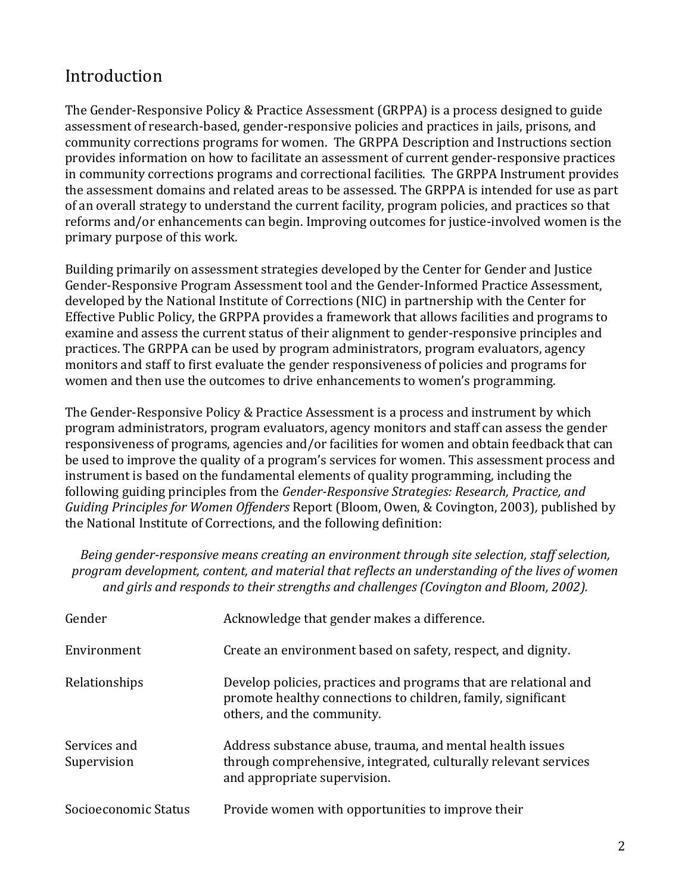## Introduction

The Gender-Responsive Policy & Practice Assessment (GRPPA) is a process designed to guide assessment of research-based, gender-responsive policies and practices in jails, prisons, and community corrections programs for women. The GRPPA Description and Instructions section provides information on how to facilitate an assessment of current gender-responsive practices in community corrections programs and correctional facilities. The GRPPA Instrument provides the assessment domains and related areas to be assessed. The GRPPA is intended for use as part of an overall strategy to understand the current facility, program policies, and practices so that reforms and/or enhancements can begin. Improving outcomes for justice-involved women is the primary purpose of this work.

Building primarily on assessment strategies developed by the Center for Gender and Justice Gender-Responsive Program Assessment tool and the Gender-Informed Practice Assessment, developed by the National Institute of Corrections (NIC) in partnership with the Center for Effective Public Policy, the GRPPA provides a framework that allows facilities and programs to examine and assess the current status of their alignment to gender-responsive principles and practices. The GRPPA can be used by program administrators, program evaluators, agency monitors and staff to first evaluate the gender responsiveness of policies and programs for women and then use the outcomes to drive enhancements to women's programming.

The Gender-Responsive Policy & Practice Assessment is a process and instrument by which program administrators, program evaluators, agency monitors and staff can assess the gender responsiveness of programs, agencies and/or facilities for women and obtain feedback that can be used to improve the quality of a program's services for women. This assessment process and instrument is based on the fundamental elements of quality programming, including the following guiding principles from the *Gender-Responsive Strategies: Research, Practice, and Guiding Principles for Women Offenders* Report (Bloom, Owen, & Covington, 2003), published by the National Institute of Corrections, and the following definition:

*Being gender-responsive means creating an environment through site selection, staff selection, program development, content, and material that reflects an understanding of the lives of women and girls and responds to their strengths and challenges (Covington and Bloom, 2002).*

| | |
|---|---|
| Gender | Acknowledge that gender makes a difference. |
| Environment | Create an environment based on safety, respect, and dignity. |
| Relationships | Develop policies, practices and programs that are relational and promote healthy connections to children, family, significant others, and the community. |
| Services and Supervision | Address substance abuse, trauma, and mental health issues through comprehensive, integrated, culturally relevant services and appropriate supervision. |
| Socioeconomic Status | Provide women with opportunities to improve their |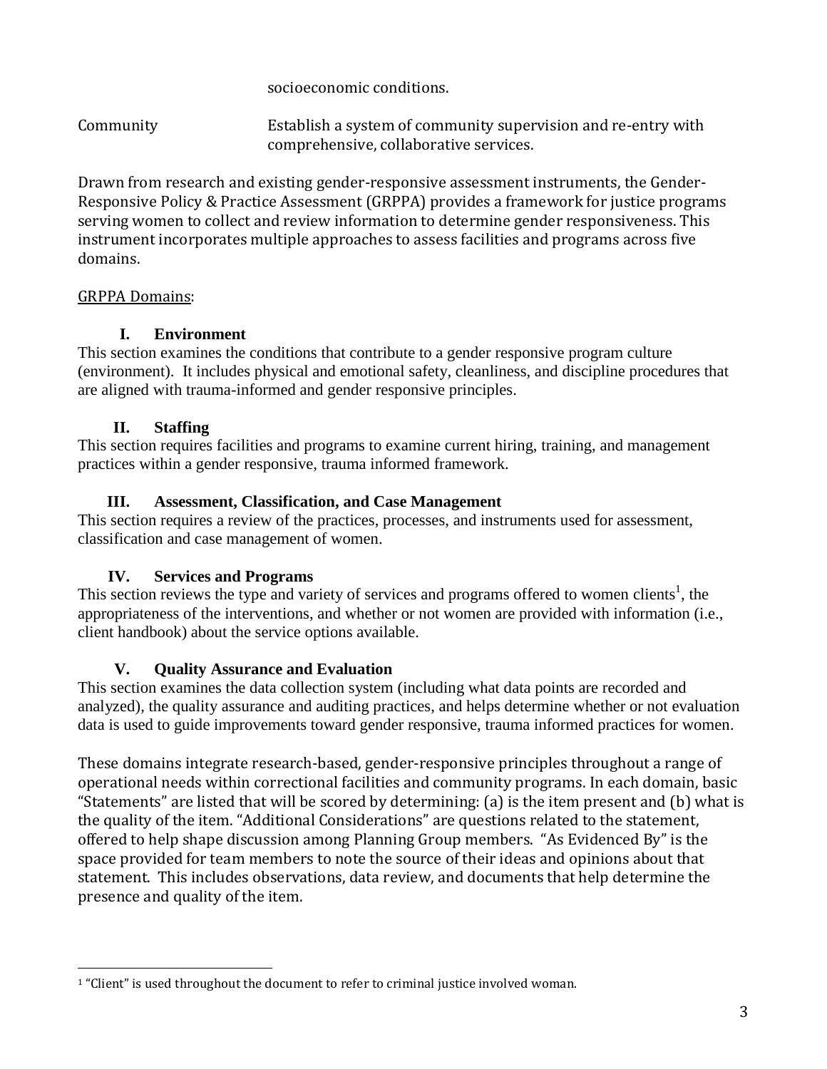| | socioeconomic conditions. |
|---|---|
| Community | Establish a system of community supervision and re-entry with comprehensive, collaborative services. |

Drawn from research and existing gender-responsive assessment instruments, the Gender-Responsive Policy & Practice Assessment (GRPPA) provides a framework for justice programs serving women to collect and review information to determine gender responsiveness. This instrument incorporates multiple approaches to assess facilities and programs across five domains.

GRPPA Domains:

### I. Environment

This section examines the conditions that contribute to a gender responsive program culture (environment). It includes physical and emotional safety, cleanliness, and discipline procedures that are aligned with trauma-informed and gender responsive principles.

### II. Staffing

This section requires facilities and programs to examine current hiring, training, and management practices within a gender responsive, trauma informed framework.

### III. Assessment, Classification, and Case Management

This section requires a review of the practices, processes, and instruments used for assessment, classification and case management of women.

### IV. Services and Programs

This section reviews the type and variety of services and programs offered to women clients[1], the appropriateness of the interventions, and whether or not women are provided with information (i.e., client handbook) about the service options available.

### V. Quality Assurance and Evaluation

This section examines the data collection system (including what data points are recorded and analyzed), the quality assurance and auditing practices, and helps determine whether or not evaluation data is used to guide improvements toward gender responsive, trauma informed practices for women.

These domains integrate research-based, gender-responsive principles throughout a range of operational needs within correctional facilities and community programs. In each domain, basic "Statements" are listed that will be scored by determining: (a) is the item present and (b) what is the quality of the item. "Additional Considerations" are questions related to the statement, offered to help shape discussion among Planning Group members. "As Evidenced By" is the space provided for team members to note the source of their ideas and opinions about that statement. This includes observations, data review, and documents that help determine the presence and quality of the item.

[1] "Client" is used throughout the document to refer to criminal justice involved woman.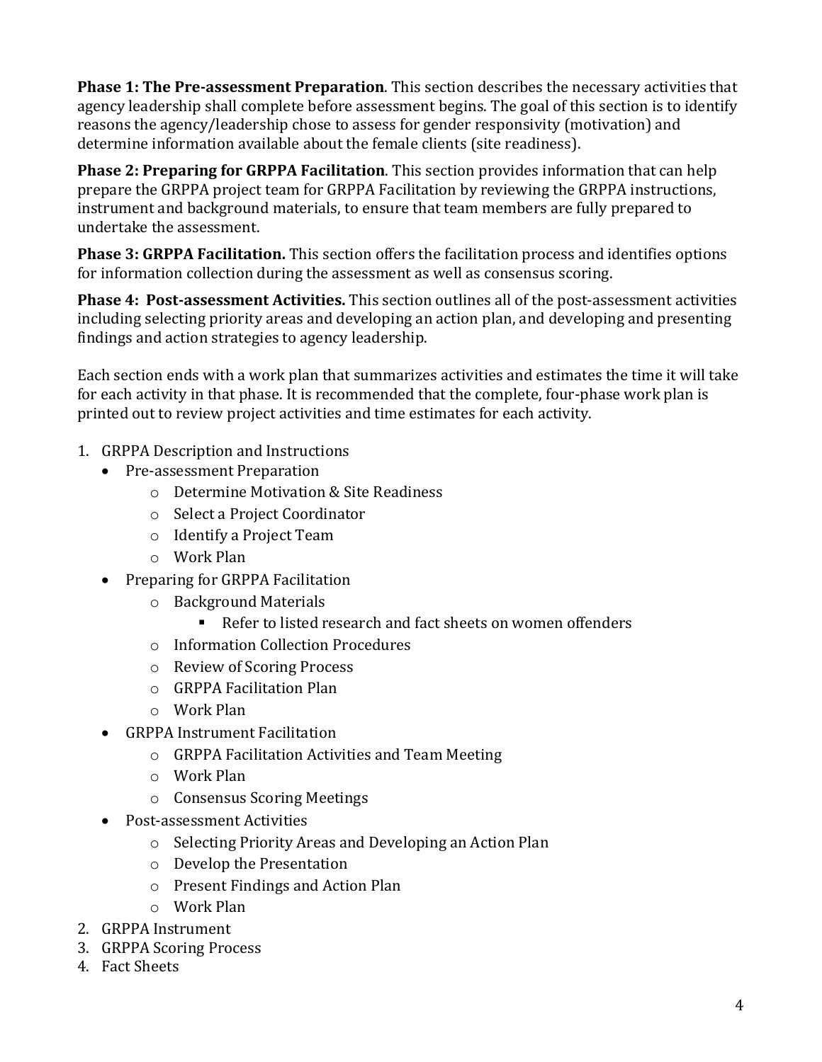**Phase 1: The Pre-assessment Preparation**. This section describes the necessary activities that agency leadership shall complete before assessment begins. The goal of this section is to identify reasons the agency/leadership chose to assess for gender responsivity (motivation) and determine information available about the female clients (site readiness).

**Phase 2: Preparing for GRPPA Facilitation**. This section provides information that can help prepare the GRPPA project team for GRPPA Facilitation by reviewing the GRPPA instructions, instrument and background materials, to ensure that team members are fully prepared to undertake the assessment.

**Phase 3: GRPPA Facilitation.** This section offers the facilitation process and identifies options for information collection during the assessment as well as consensus scoring.

**Phase 4: Post-assessment Activities.** This section outlines all of the post-assessment activities including selecting priority areas and developing an action plan, and developing and presenting findings and action strategies to agency leadership.

Each section ends with a work plan that summarizes activities and estimates the time it will take for each activity in that phase. It is recommended that the complete, four-phase work plan is printed out to review project activities and time estimates for each activity.

1. GRPPA Description and Instructions
    - Pre-assessment Preparation
        - Determine Motivation & Site Readiness
        - Select a Project Coordinator
        - Identify a Project Team
        - Work Plan
    - Preparing for GRPPA Facilitation
        - Background Materials
            - Refer to listed research and fact sheets on women offenders
        - Information Collection Procedures
        - Review of Scoring Process
        - GRPPA Facilitation Plan
        - Work Plan
    - GRPPA Instrument Facilitation
        - GRPPA Facilitation Activities and Team Meeting
        - Work Plan
        - Consensus Scoring Meetings
    - Post-assessment Activities
        - Selecting Priority Areas and Developing an Action Plan
        - Develop the Presentation
        - Present Findings and Action Plan
        - Work Plan
2. GRPPA Instrument
3. GRPPA Scoring Process
4. Fact Sheets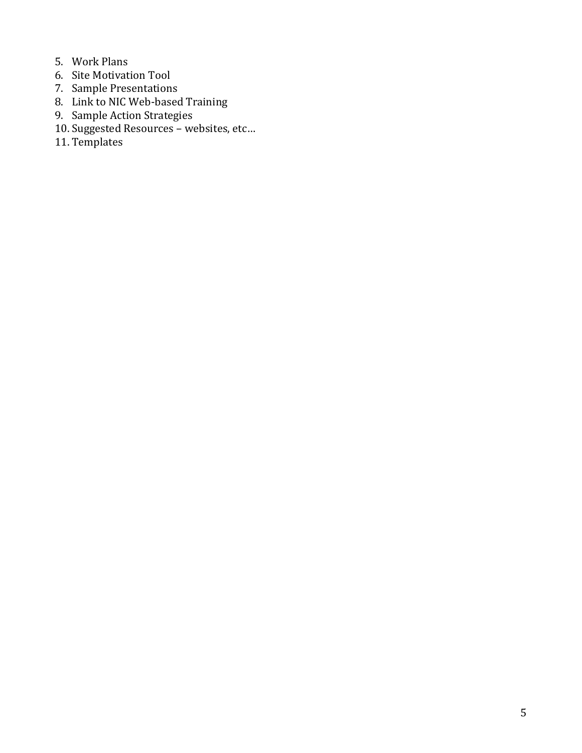5. Work Plans
6. Site Motivation Tool
7. Sample Presentations
8. Link to NIC Web-based Training
9. Sample Action Strategies
10. Suggested Resources – websites, etc…
11. Templates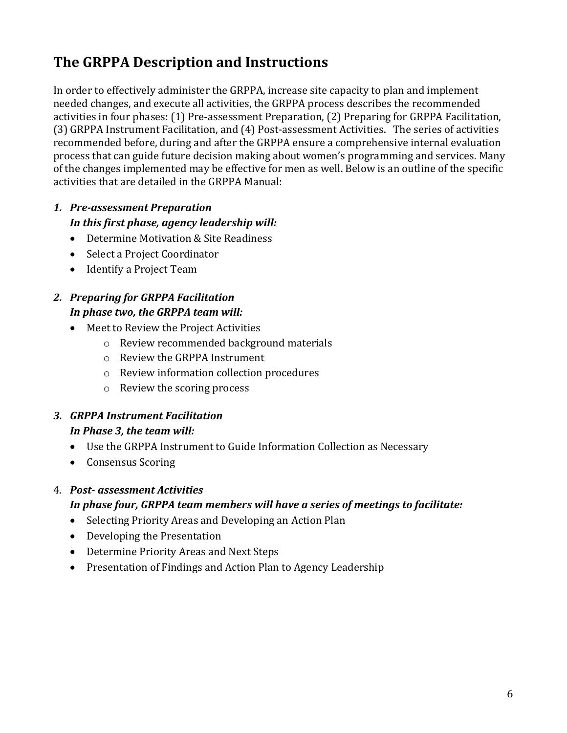## The GRPPA Description and Instructions

In order to effectively administer the GRPPA, increase site capacity to plan and implement needed changes, and execute all activities, the GRPPA process describes the recommended activities in four phases: (1) Pre-assessment Preparation, (2) Preparing for GRPPA Facilitation, (3) GRPPA Instrument Facilitation, and (4) Post-assessment Activities. The series of activities recommended before, during and after the GRPPA ensure a comprehensive internal evaluation process that can guide future decision making about women's programming and services. Many of the changes implemented may be effective for men as well. Below is an outline of the specific activities that are detailed in the GRPPA Manual:

1. ***Pre-assessment Preparation***
   ***In this first phase, agency leadership will:***
   - Determine Motivation & Site Readiness
   - Select a Project Coordinator
   - Identify a Project Team

2. ***Preparing for GRPPA Facilitation***
   ***In phase two, the GRPPA team will:***
   - Meet to Review the Project Activities
     - Review recommended background materials
     - Review the GRPPA Instrument
     - Review information collection procedures
     - Review the scoring process

3. ***GRPPA Instrument Facilitation***
   ***In Phase 3, the team will:***
   - Use the GRPPA Instrument to Guide Information Collection as Necessary
   - Consensus Scoring

4. ***Post- assessment Activities***
   ***In phase four, GRPPA team members will have a series of meetings to facilitate:***
   - Selecting Priority Areas and Developing an Action Plan
   - Developing the Presentation
   - Determine Priority Areas and Next Steps
   - Presentation of Findings and Action Plan to Agency Leadership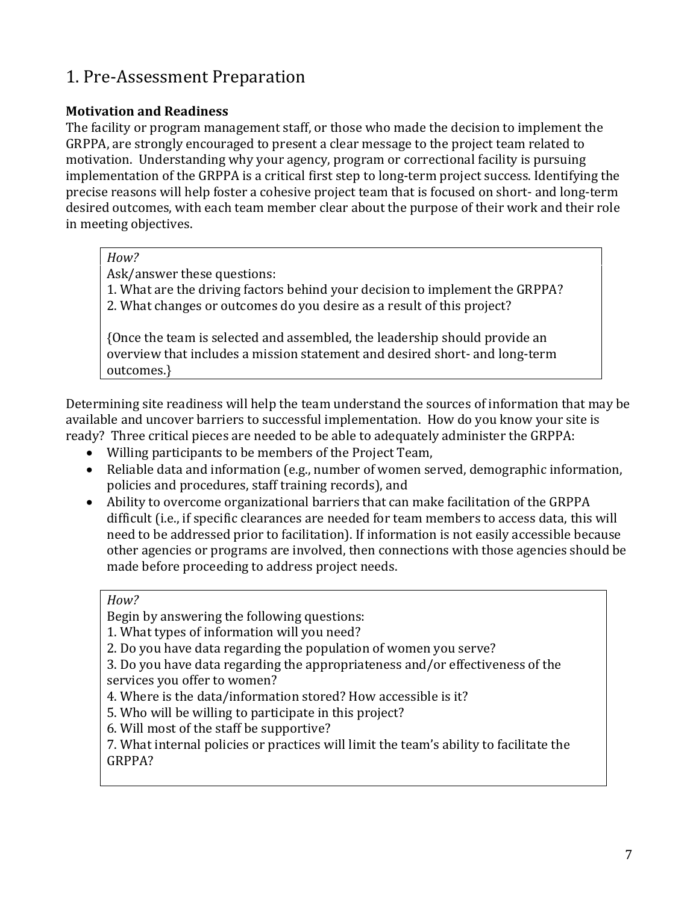## 1. Pre-Assessment Preparation

**Motivation and Readiness**

The facility or program management staff, or those who made the decision to implement the GRPPA, are strongly encouraged to present a clear message to the project team related to motivation. Understanding why your agency, program or correctional facility is pursuing implementation of the GRPPA is a critical first step to long-term project success. Identifying the precise reasons will help foster a cohesive project team that is focused on short- and long-term desired outcomes, with each team member clear about the purpose of their work and their role in meeting objectives.

> *How?*
>
> Ask/answer these questions:
>
> 1. What are the driving factors behind your decision to implement the GRPPA?
> 2. What changes or outcomes do you desire as a result of this project?
>
> {Once the team is selected and assembled, the leadership should provide an overview that includes a mission statement and desired short- and long-term outcomes.}

Determining site readiness will help the team understand the sources of information that may be available and uncover barriers to successful implementation. How do you know your site is ready? Three critical pieces are needed to be able to adequately administer the GRPPA:

- Willing participants to be members of the Project Team,
- Reliable data and information (e.g., number of women served, demographic information, policies and procedures, staff training records), and
- Ability to overcome organizational barriers that can make facilitation of the GRPPA difficult (i.e., if specific clearances are needed for team members to access data, this will need to be addressed prior to facilitation). If information is not easily accessible because other agencies or programs are involved, then connections with those agencies should be made before proceeding to address project needs.

> *How?*
>
> Begin by answering the following questions:
>
> 1. What types of information will you need?
> 2. Do you have data regarding the population of women you serve?
> 3. Do you have data regarding the appropriateness and/or effectiveness of the services you offer to women?
> 4. Where is the data/information stored? How accessible is it?
> 5. Who will be willing to participate in this project?
> 6. Will most of the staff be supportive?
> 7. What internal policies or practices will limit the team's ability to facilitate the GRPPA?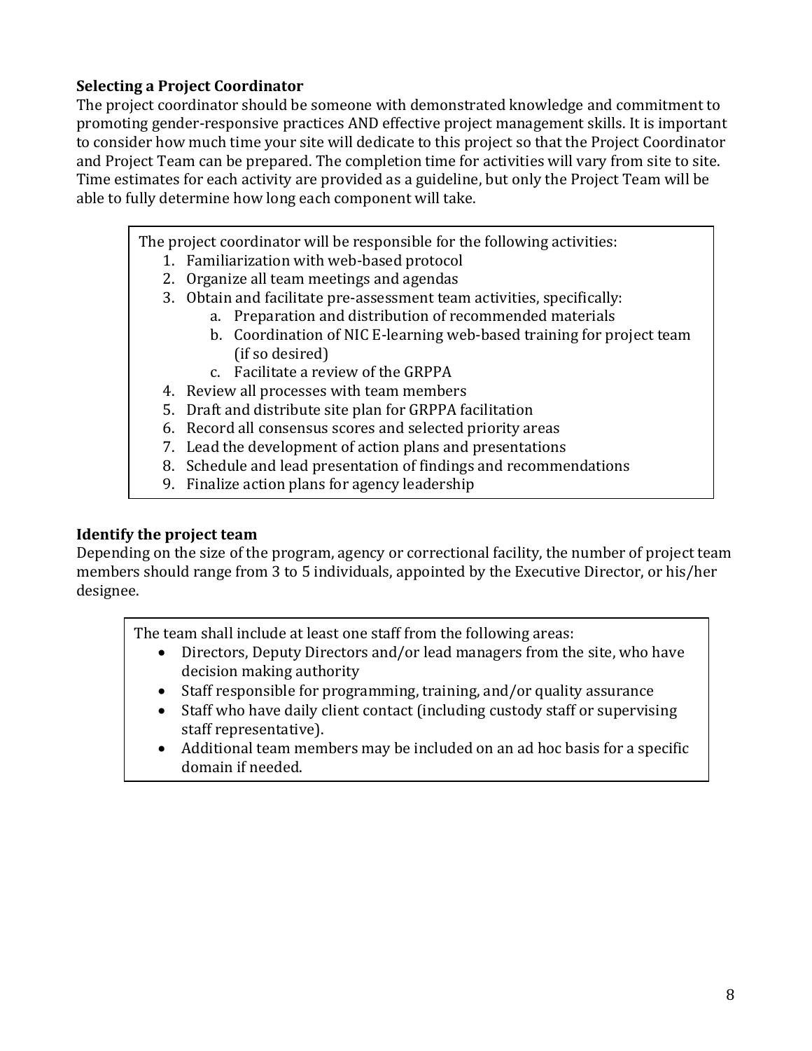### Selecting a Project Coordinator

The project coordinator should be someone with demonstrated knowledge and commitment to promoting gender-responsive practices AND effective project management skills. It is important to consider how much time your site will dedicate to this project so that the Project Coordinator and Project Team can be prepared. The completion time for activities will vary from site to site. Time estimates for each activity are provided as a guideline, but only the Project Team will be able to fully determine how long each component will take.

> The project coordinator will be responsible for the following activities:
>
> 1. Familiarization with web-based protocol
> 2. Organize all team meetings and agendas
> 3. Obtain and facilitate pre-assessment team activities, specifically:
>     a. Preparation and distribution of recommended materials
>     b. Coordination of NIC E-learning web-based training for project team (if so desired)
>     c. Facilitate a review of the GRPPA
> 4. Review all processes with team members
> 5. Draft and distribute site plan for GRPPA facilitation
> 6. Record all consensus scores and selected priority areas
> 7. Lead the development of action plans and presentations
> 8. Schedule and lead presentation of findings and recommendations
> 9. Finalize action plans for agency leadership

### Identify the project team

Depending on the size of the program, agency or correctional facility, the number of project team members should range from 3 to 5 individuals, appointed by the Executive Director, or his/her designee.

> The team shall include at least one staff from the following areas:
>
> - Directors, Deputy Directors and/or lead managers from the site, who have decision making authority
> - Staff responsible for programming, training, and/or quality assurance
> - Staff who have daily client contact (including custody staff or supervising staff representative).
> - Additional team members may be included on an ad hoc basis for a specific domain if needed.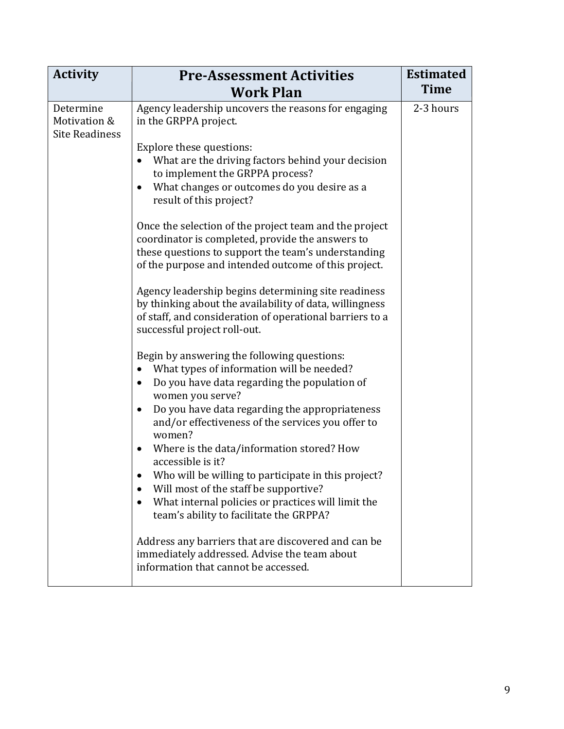| Activity | Pre-Assessment Activities Work Plan | Estimated Time |
| --- | --- | --- |
| Determine Motivation & Site Readiness | Agency leadership uncovers the reasons for engaging in the GRPPA project.<br><br>Explore these questions:<br>• What are the driving factors behind your decision to implement the GRPPA process?<br>• What changes or outcomes do you desire as a result of this project?<br><br>Once the selection of the project team and the project coordinator is completed, provide the answers to these questions to support the team's understanding of the purpose and intended outcome of this project.<br><br>Agency leadership begins determining site readiness by thinking about the availability of data, willingness of staff, and consideration of operational barriers to a successful project roll-out.<br><br>Begin by answering the following questions:<br>• What types of information will be needed?<br>• Do you have data regarding the population of women you serve?<br>• Do you have data regarding the appropriateness and/or effectiveness of the services you offer to women?<br>• Where is the data/information stored? How accessible is it?<br>• Who will be willing to participate in this project?<br>• Will most of the staff be supportive?<br>• What internal policies or practices will limit the team's ability to facilitate the GRPPA?<br><br>Address any barriers that are discovered and can be immediately addressed. Advise the team about information that cannot be accessed. | 2-3 hours |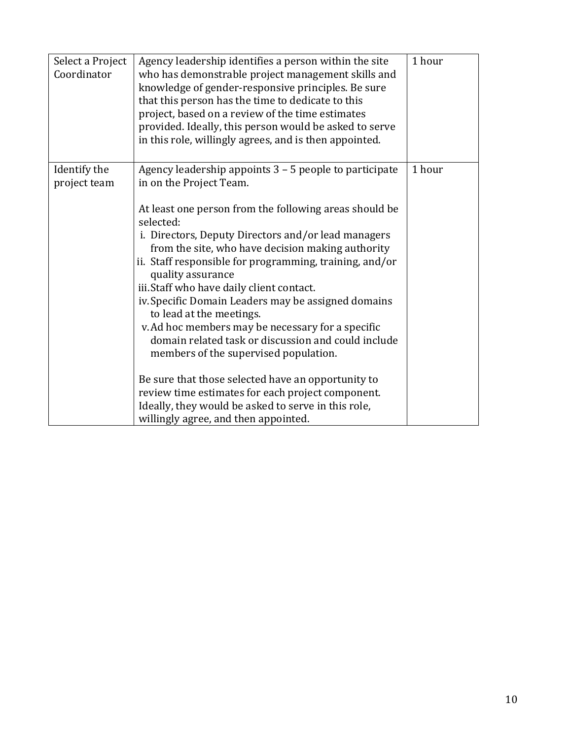| Select a Project Coordinator | Agency leadership identifies a person within the site who has demonstrable project management skills and knowledge of gender-responsive principles. Be sure that this person has the time to dedicate to this project, based on a review of the time estimates provided. Ideally, this person would be asked to serve in this role, willingly agrees, and is then appointed. | 1 hour |
|---|---|---|
| Identify the project team | Agency leadership appoints 3 – 5 people to participate in on the Project Team.<br><br>At least one person from the following areas should be selected:<br>i. Directors, Deputy Directors and/or lead managers from the site, who have decision making authority<br>ii. Staff responsible for programming, training, and/or quality assurance<br>iii. Staff who have daily client contact.<br>iv. Specific Domain Leaders may be assigned domains to lead at the meetings.<br>v. Ad hoc members may be necessary for a specific domain related task or discussion and could include members of the supervised population.<br><br>Be sure that those selected have an opportunity to review time estimates for each project component. Ideally, they would be asked to serve in this role, willingly agree, and then appointed. | 1 hour |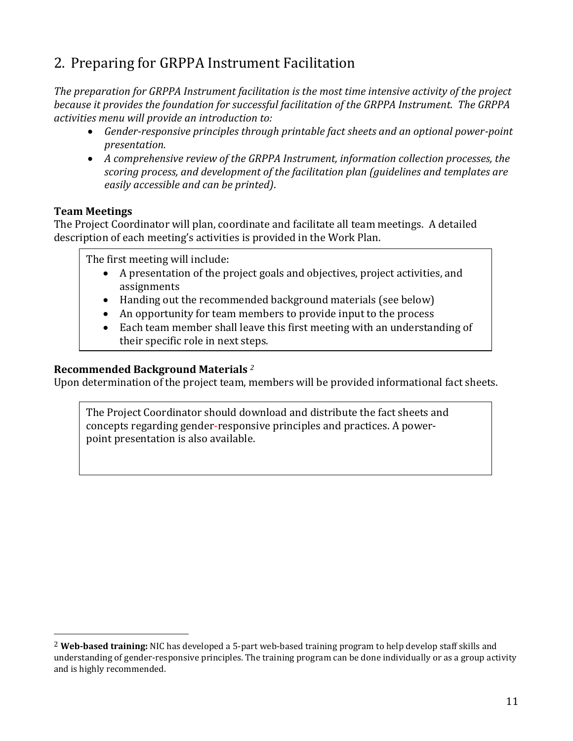## 2. Preparing for GRPPA Instrument Facilitation

*The preparation for GRPPA Instrument facilitation is the most time intensive activity of the project because it provides the foundation for successful facilitation of the GRPPA Instrument. The GRPPA activities menu will provide an introduction to:*

- *Gender-responsive principles through printable fact sheets and an optional power-point presentation.*
- *A comprehensive review of the GRPPA Instrument, information collection processes, the scoring process, and development of the facilitation plan (guidelines and templates are easily accessible and can be printed).*

### Team Meetings

The Project Coordinator will plan, coordinate and facilitate all team meetings. A detailed description of each meeting's activities is provided in the Work Plan.

The first meeting will include:

- A presentation of the project goals and objectives, project activities, and assignments
- Handing out the recommended background materials (see below)
- An opportunity for team members to provide input to the process
- Each team member shall leave this first meeting with an understanding of their specific role in next steps.

### Recommended Background Materials [2]

Upon determination of the project team, members will be provided informational fact sheets.

The Project Coordinator should download and distribute the fact sheets and concepts regarding gender-responsive principles and practices. A power-point presentation is also available.

---

[2] **Web-based training:** NIC has developed a 5-part web-based training program to help develop staff skills and understanding of gender-responsive principles. The training program can be done individually or as a group activity and is highly recommended.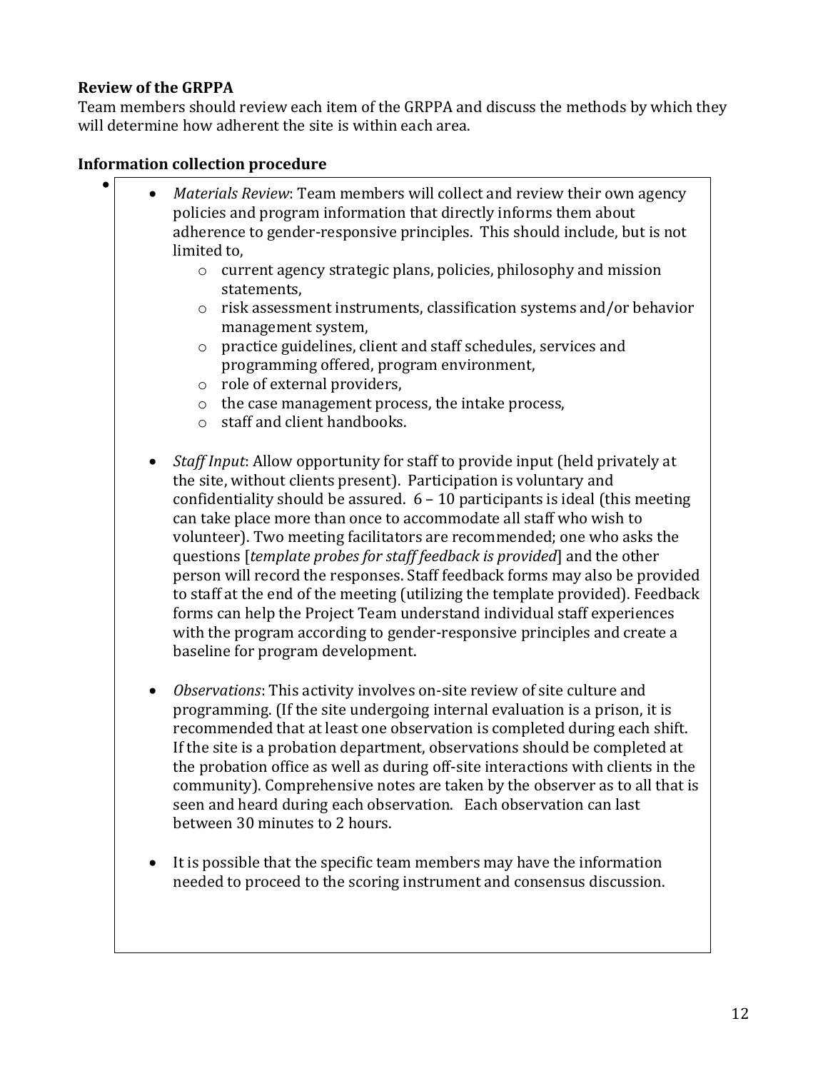**Review of the GRPPA**

Team members should review each item of the GRPPA and discuss the methods by which they will determine how adherent the site is within each area.

**Information collection procedure**

- *Materials Review*: Team members will collect and review their own agency policies and program information that directly informs them about adherence to gender-responsive principles. This should include, but is not limited to,
  - current agency strategic plans, policies, philosophy and mission statements,
  - risk assessment instruments, classification systems and/or behavior management system,
  - practice guidelines, client and staff schedules, services and programming offered, program environment,
  - role of external providers,
  - the case management process, the intake process,
  - staff and client handbooks.

- *Staff Input*: Allow opportunity for staff to provide input (held privately at the site, without clients present). Participation is voluntary and confidentiality should be assured. 6 – 10 participants is ideal (this meeting can take place more than once to accommodate all staff who wish to volunteer). Two meeting facilitators are recommended; one who asks the questions [*template probes for staff feedback is provided*] and the other person will record the responses. Staff feedback forms may also be provided to staff at the end of the meeting (utilizing the template provided). Feedback forms can help the Project Team understand individual staff experiences with the program according to gender-responsive principles and create a baseline for program development.

- *Observations*: This activity involves on-site review of site culture and programming. (If the site undergoing internal evaluation is a prison, it is recommended that at least one observation is completed during each shift. If the site is a probation department, observations should be completed at the probation office as well as during off-site interactions with clients in the community). Comprehensive notes are taken by the observer as to all that is seen and heard during each observation. Each observation can last between 30 minutes to 2 hours.

- It is possible that the specific team members may have the information needed to proceed to the scoring instrument and consensus discussion.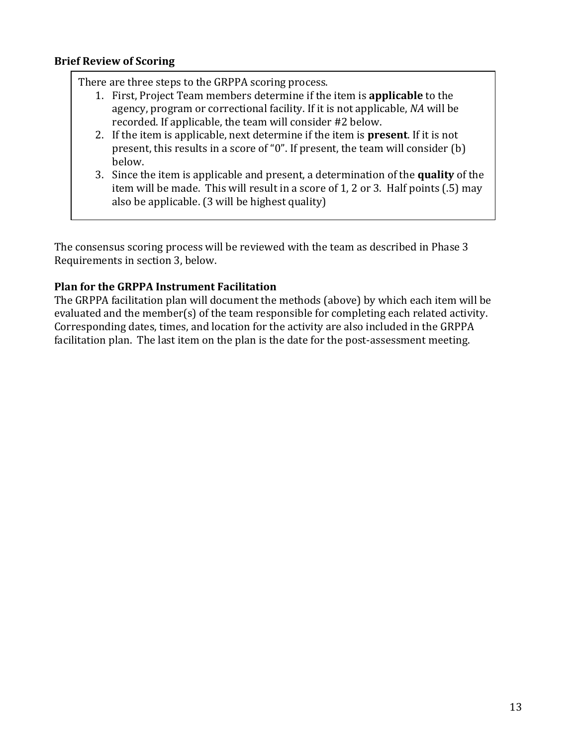**Brief Review of Scoring**

There are three steps to the GRPPA scoring process.

1. First, Project Team members determine if the item is **applicable** to the agency, program or correctional facility. If it is not applicable, *NA* will be recorded. If applicable, the team will consider #2 below.
2. If the item is applicable, next determine if the item is **present**. If it is not present, this results in a score of "0". If present, the team will consider (b) below.
3. Since the item is applicable and present, a determination of the **quality** of the item will be made. This will result in a score of 1, 2 or 3. Half points (.5) may also be applicable. (3 will be highest quality)

The consensus scoring process will be reviewed with the team as described in Phase 3 Requirements in section 3, below.

**Plan for the GRPPA Instrument Facilitation**

The GRPPA facilitation plan will document the methods (above) by which each item will be evaluated and the member(s) of the team responsible for completing each related activity. Corresponding dates, times, and location for the activity are also included in the GRPPA facilitation plan. The last item on the plan is the date for the post-assessment meeting.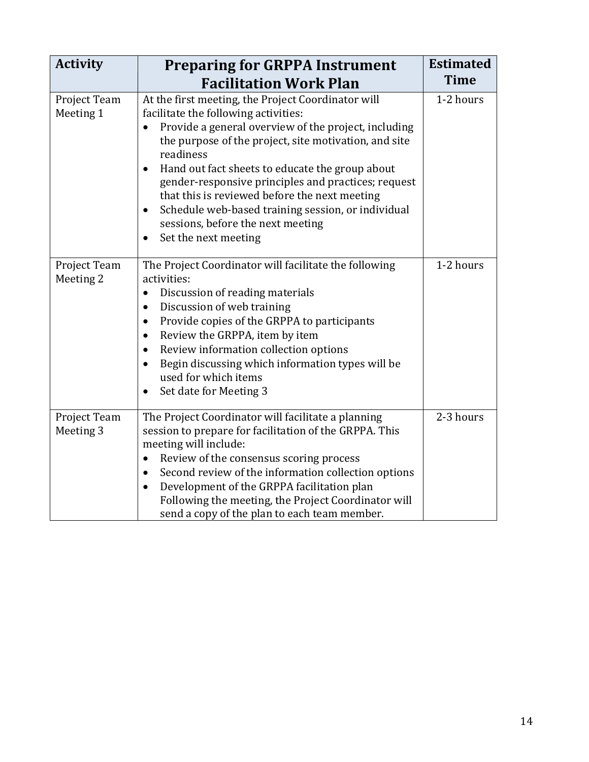| Activity | Preparing for GRPPA Instrument Facilitation Work Plan | Estimated Time |
|---|---|---|
| Project Team Meeting 1 | At the first meeting, the Project Coordinator will facilitate the following activities:<br>• Provide a general overview of the project, including the purpose of the project, site motivation, and site readiness<br>• Hand out fact sheets to educate the group about gender-responsive principles and practices; request that this is reviewed before the next meeting<br>• Schedule web-based training session, or individual sessions, before the next meeting<br>• Set the next meeting | 1-2 hours |
| Project Team Meeting 2 | The Project Coordinator will facilitate the following activities:<br>• Discussion of reading materials<br>• Discussion of web training<br>• Provide copies of the GRPPA to participants<br>• Review the GRPPA, item by item<br>• Review information collection options<br>• Begin discussing which information types will be used for which items<br>• Set date for Meeting 3 | 1-2 hours |
| Project Team Meeting 3 | The Project Coordinator will facilitate a planning session to prepare for facilitation of the GRPPA. This meeting will include:<br>• Review of the consensus scoring process<br>• Second review of the information collection options<br>• Development of the GRPPA facilitation plan Following the meeting, the Project Coordinator will send a copy of the plan to each team member. | 2-3 hours |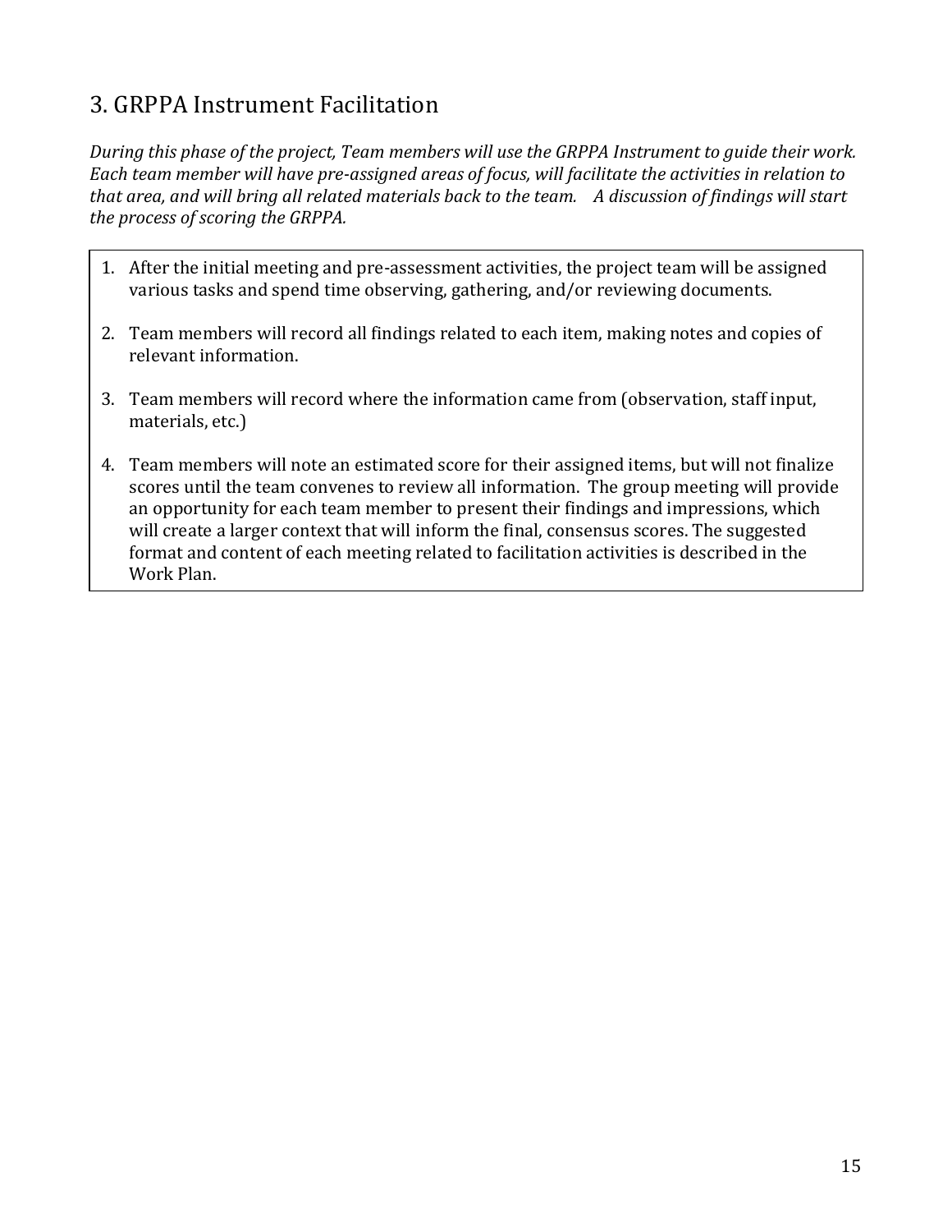## 3. GRPPA Instrument Facilitation

*During this phase of the project, Team members will use the GRPPA Instrument to guide their work. Each team member will have pre-assigned areas of focus, will facilitate the activities in relation to that area, and will bring all related materials back to the team. A discussion of findings will start the process of scoring the GRPPA.*

1. After the initial meeting and pre-assessment activities, the project team will be assigned various tasks and spend time observing, gathering, and/or reviewing documents.
2. Team members will record all findings related to each item, making notes and copies of relevant information.
3. Team members will record where the information came from (observation, staff input, materials, etc.)
4. Team members will note an estimated score for their assigned items, but will not finalize scores until the team convenes to review all information. The group meeting will provide an opportunity for each team member to present their findings and impressions, which will create a larger context that will inform the final, consensus scores. The suggested format and content of each meeting related to facilitation activities is described in the Work Plan.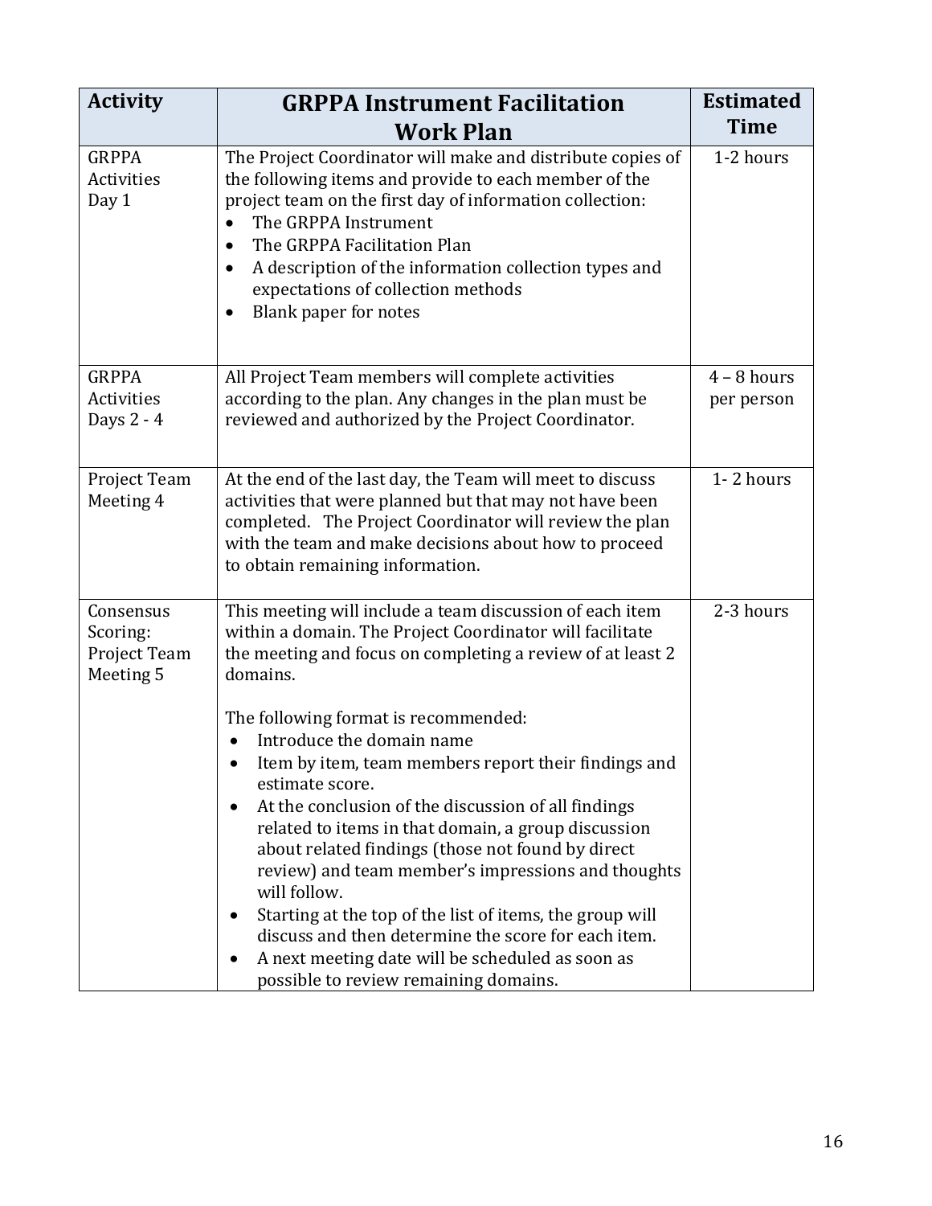| Activity | GRPPA Instrument Facilitation Work Plan | Estimated Time |
|---|---|---|
| GRPPA Activities Day 1 | The Project Coordinator will make and distribute copies of the following items and provide to each member of the project team on the first day of information collection:<br>• The GRPPA Instrument<br>• The GRPPA Facilitation Plan<br>• A description of the information collection types and expectations of collection methods<br>• Blank paper for notes | 1-2 hours |
| GRPPA Activities Days 2 - 4 | All Project Team members will complete activities according to the plan. Any changes in the plan must be reviewed and authorized by the Project Coordinator. | 4 – 8 hours per person |
| Project Team Meeting 4 | At the end of the last day, the Team will meet to discuss activities that were planned but that may not have been completed. The Project Coordinator will review the plan with the team and make decisions about how to proceed to obtain remaining information. | 1- 2 hours |
| Consensus Scoring: Project Team Meeting 5 | This meeting will include a team discussion of each item within a domain. The Project Coordinator will facilitate the meeting and focus on completing a review of at least 2 domains.<br><br>The following format is recommended:<br>• Introduce the domain name<br>• Item by item, team members report their findings and estimate score.<br>• At the conclusion of the discussion of all findings related to items in that domain, a group discussion about related findings (those not found by direct review) and team member's impressions and thoughts will follow.<br>• Starting at the top of the list of items, the group will discuss and then determine the score for each item.<br>• A next meeting date will be scheduled as soon as possible to review remaining domains. | 2-3 hours |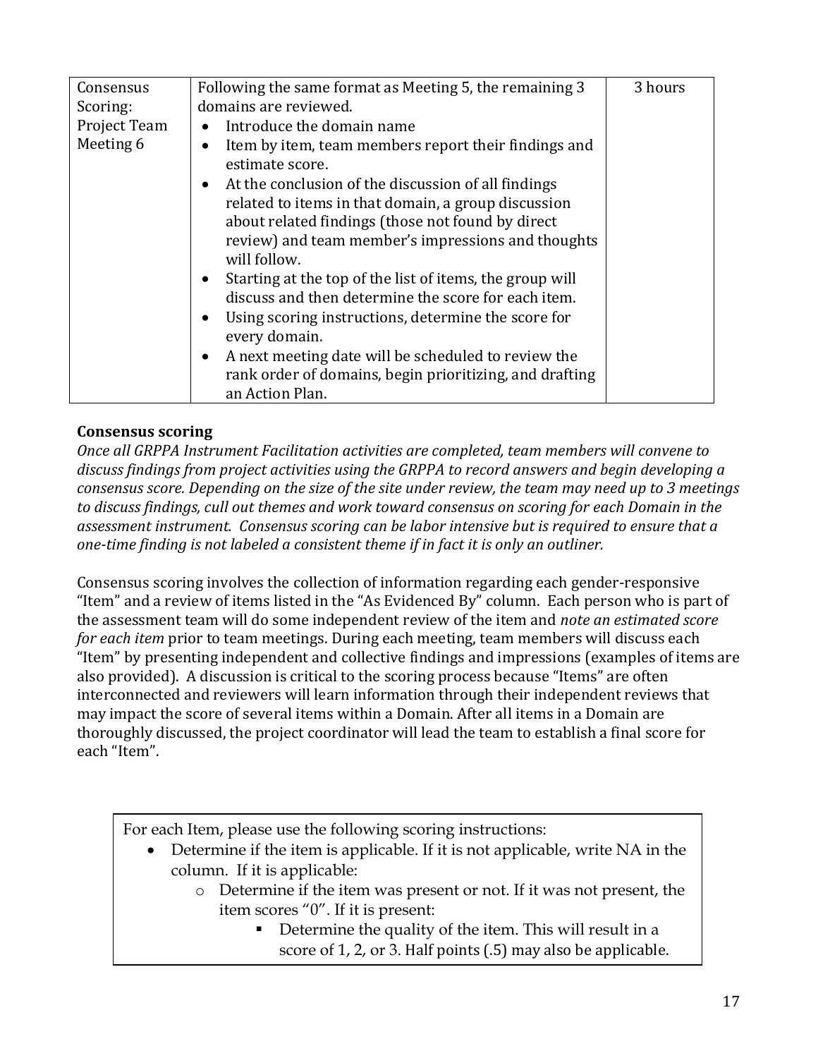| Consensus Scoring: Project Team Meeting 6 | Following the same format as Meeting 5, the remaining 3 domains are reviewed.<br>• Introduce the domain name<br>• Item by item, team members report their findings and estimate score.<br>• At the conclusion of the discussion of all findings related to items in that domain, a group discussion about related findings (those not found by direct review) and team member's impressions and thoughts will follow.<br>• Starting at the top of the list of items, the group will discuss and then determine the score for each item.<br>• Using scoring instructions, determine the score for every domain.<br>• A next meeting date will be scheduled to review the rank order of domains, begin prioritizing, and drafting an Action Plan. | 3 hours |
|---|---|---|

**Consensus scoring**

*Once all GRPPA Instrument Facilitation activities are completed, team members will convene to discuss findings from project activities using the GRPPA to record answers and begin developing a consensus score. Depending on the size of the site under review, the team may need up to 3 meetings to discuss findings, cull out themes and work toward consensus on scoring for each Domain in the assessment instrument. Consensus scoring can be labor intensive but is required to ensure that a one-time finding is not labeled a consistent theme if in fact it is only an outliner.*

Consensus scoring involves the collection of information regarding each gender-responsive "Item" and a review of items listed in the "As Evidenced By" column. Each person who is part of the assessment team will do some independent review of the item and *note an estimated score for each item* prior to team meetings. During each meeting, team members will discuss each "Item" by presenting independent and collective findings and impressions (examples of items are also provided). A discussion is critical to the scoring process because "Items" are often interconnected and reviewers will learn information through their independent reviews that may impact the score of several items within a Domain. After all items in a Domain are thoroughly discussed, the project coordinator will lead the team to establish a final score for each "Item".

For each Item, please use the following scoring instructions:

- Determine if the item is applicable. If it is not applicable, write NA in the column. If it is applicable:
  - Determine if the item was present or not. If it was not present, the item scores "0". If it is present:
    - Determine the quality of the item. This will result in a score of 1, 2, or 3. Half points (.5) may also be applicable.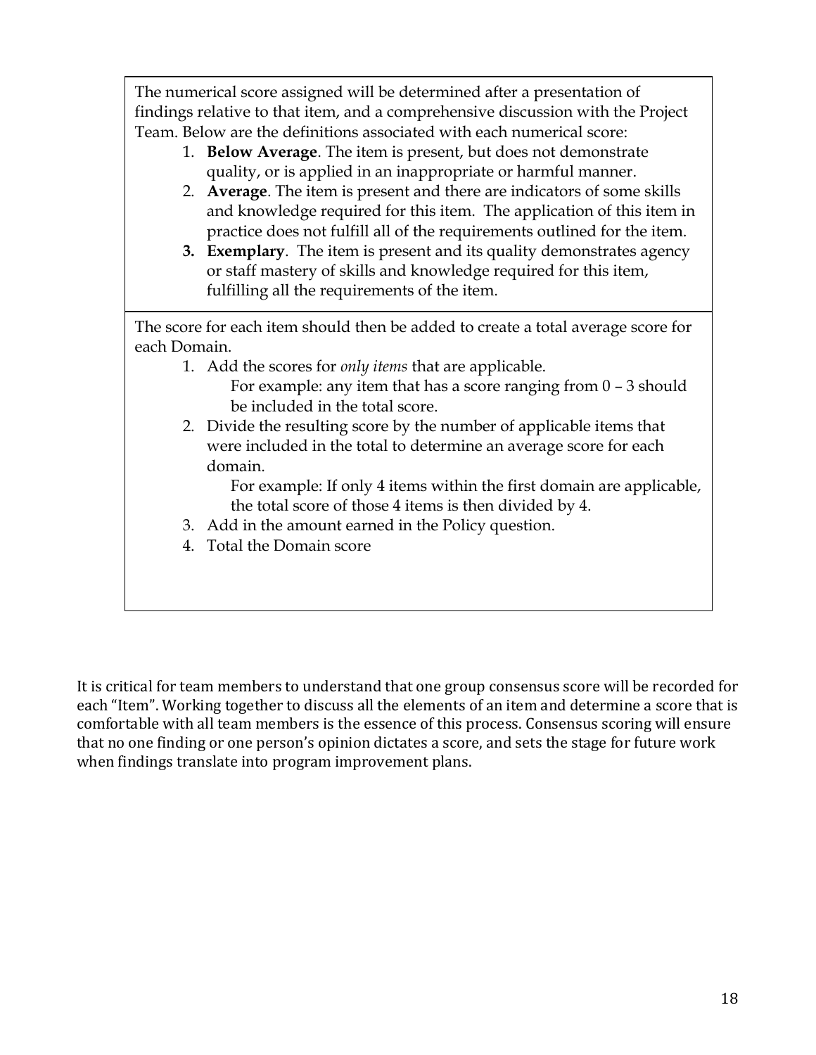The numerical score assigned will be determined after a presentation of findings relative to that item, and a comprehensive discussion with the Project Team. Below are the definitions associated with each numerical score:

1. **Below Average**. The item is present, but does not demonstrate quality, or is applied in an inappropriate or harmful manner.
2. **Average**. The item is present and there are indicators of some skills and knowledge required for this item. The application of this item in practice does not fulfill all of the requirements outlined for the item.
3. **Exemplary**. The item is present and its quality demonstrates agency or staff mastery of skills and knowledge required for this item, fulfilling all the requirements of the item.

The score for each item should then be added to create a total average score for each Domain.

1. Add the scores for *only items* that are applicable.
   For example: any item that has a score ranging from 0 – 3 should be included in the total score.
2. Divide the resulting score by the number of applicable items that were included in the total to determine an average score for each domain.
   For example: If only 4 items within the first domain are applicable, the total score of those 4 items is then divided by 4.
3. Add in the amount earned in the Policy question.
4. Total the Domain score

It is critical for team members to understand that one group consensus score will be recorded for each "Item". Working together to discuss all the elements of an item and determine a score that is comfortable with all team members is the essence of this process. Consensus scoring will ensure that no one finding or one person's opinion dictates a score, and sets the stage for future work when findings translate into program improvement plans.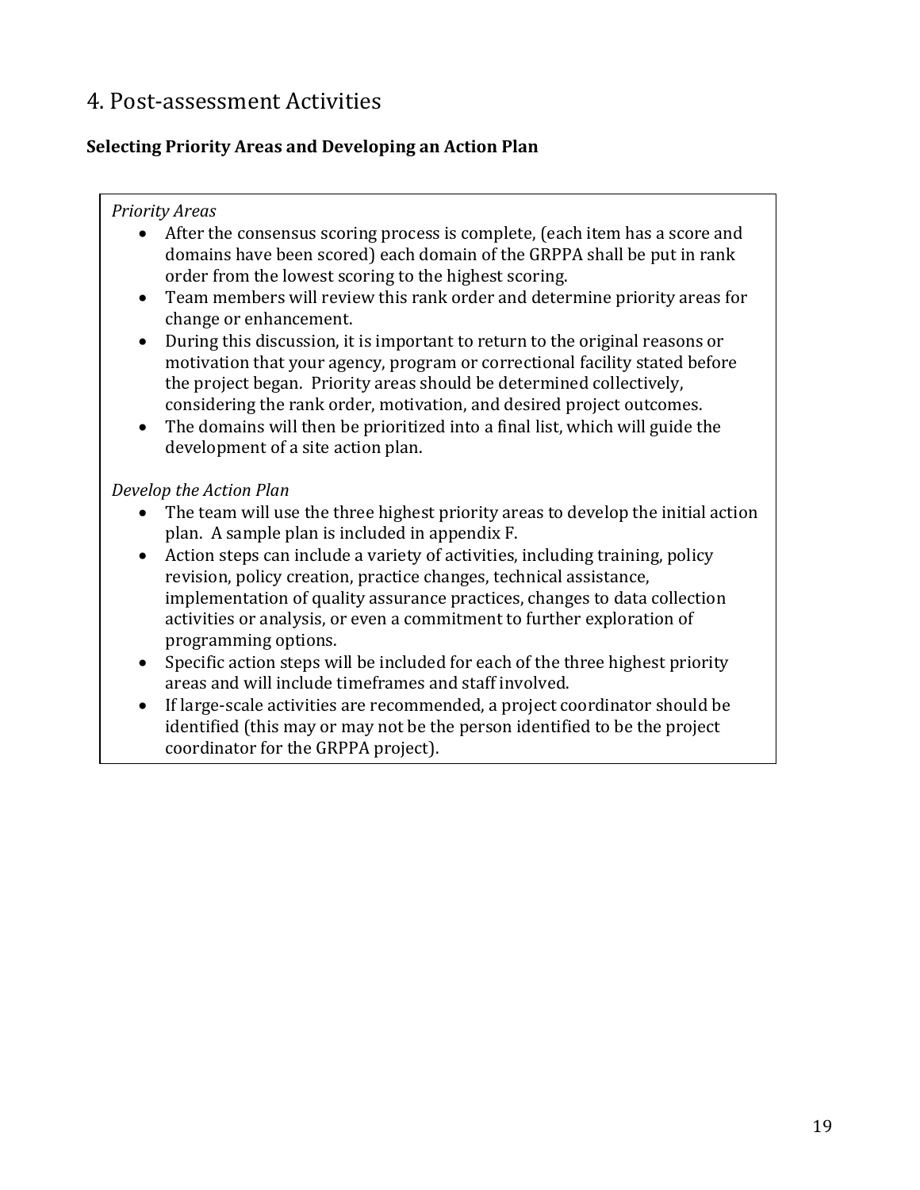# 4. Post-assessment Activities

**Selecting Priority Areas and Developing an Action Plan**

*Priority Areas*

- After the consensus scoring process is complete, (each item has a score and domains have been scored) each domain of the GRPPA shall be put in rank order from the lowest scoring to the highest scoring.
- Team members will review this rank order and determine priority areas for change or enhancement.
- During this discussion, it is important to return to the original reasons or motivation that your agency, program or correctional facility stated before the project began. Priority areas should be determined collectively, considering the rank order, motivation, and desired project outcomes.
- The domains will then be prioritized into a final list, which will guide the development of a site action plan.

*Develop the Action Plan*

- The team will use the three highest priority areas to develop the initial action plan. A sample plan is included in appendix F.
- Action steps can include a variety of activities, including training, policy revision, policy creation, practice changes, technical assistance, implementation of quality assurance practices, changes to data collection activities or analysis, or even a commitment to further exploration of programming options.
- Specific action steps will be included for each of the three highest priority areas and will include timeframes and staff involved.
- If large-scale activities are recommended, a project coordinator should be identified (this may or may not be the person identified to be the project coordinator for the GRPPA project).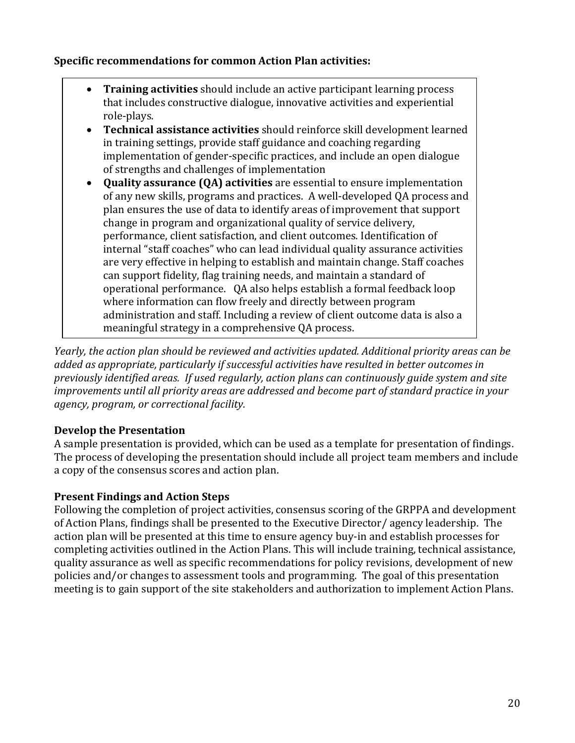**Specific recommendations for common Action Plan activities:**

- **Training activities** should include an active participant learning process that includes constructive dialogue, innovative activities and experiential role-plays.
- **Technical assistance activities** should reinforce skill development learned in training settings, provide staff guidance and coaching regarding implementation of gender-specific practices, and include an open dialogue of strengths and challenges of implementation
- **Quality assurance (QA) activities** are essential to ensure implementation of any new skills, programs and practices. A well-developed QA process and plan ensures the use of data to identify areas of improvement that support change in program and organizational quality of service delivery, performance, client satisfaction, and client outcomes. Identification of internal "staff coaches" who can lead individual quality assurance activities are very effective in helping to establish and maintain change. Staff coaches can support fidelity, flag training needs, and maintain a standard of operational performance. QA also helps establish a formal feedback loop where information can flow freely and directly between program administration and staff. Including a review of client outcome data is also a meaningful strategy in a comprehensive QA process.

*Yearly, the action plan should be reviewed and activities updated. Additional priority areas can be added as appropriate, particularly if successful activities have resulted in better outcomes in previously identified areas. If used regularly, action plans can continuously guide system and site improvements until all priority areas are addressed and become part of standard practice in your agency, program, or correctional facility.*

### Develop the Presentation

A sample presentation is provided, which can be used as a template for presentation of findings. The process of developing the presentation should include all project team members and include a copy of the consensus scores and action plan.

### Present Findings and Action Steps

Following the completion of project activities, consensus scoring of the GRPPA and development of Action Plans, findings shall be presented to the Executive Director/ agency leadership. The action plan will be presented at this time to ensure agency buy-in and establish processes for completing activities outlined in the Action Plans. This will include training, technical assistance, quality assurance as well as specific recommendations for policy revisions, development of new policies and/or changes to assessment tools and programming. The goal of this presentation meeting is to gain support of the site stakeholders and authorization to implement Action Plans.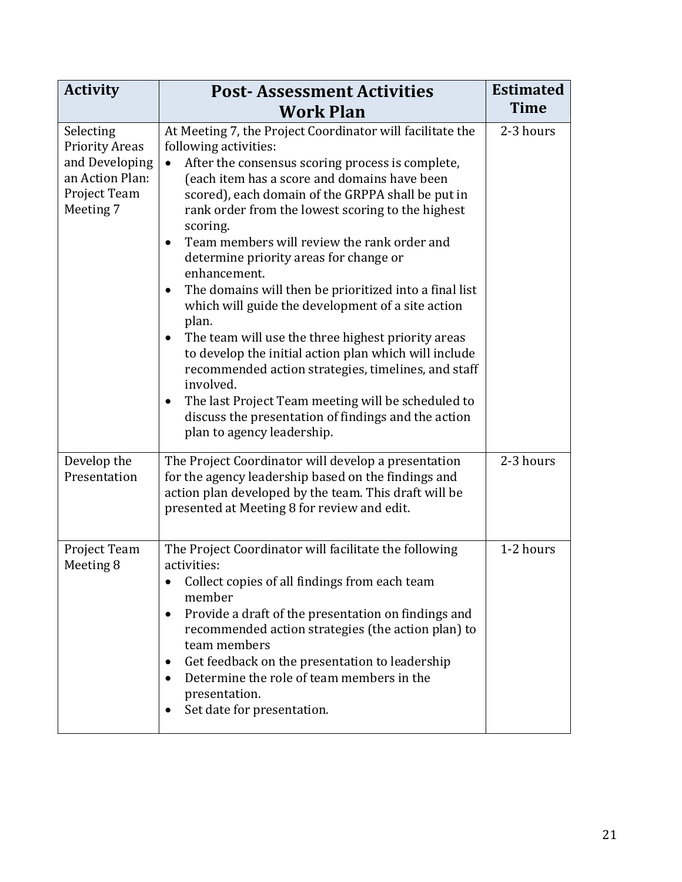| Activity | Post- Assessment Activities Work Plan | Estimated Time |
|---|---|---|
| Selecting Priority Areas and Developing an Action Plan: Project Team Meeting 7 | At Meeting 7, the Project Coordinator will facilitate the following activities:<br>• After the consensus scoring process is complete, (each item has a score and domains have been scored), each domain of the GRPPA shall be put in rank order from the lowest scoring to the highest scoring.<br>• Team members will review the rank order and determine priority areas for change or enhancement.<br>• The domains will then be prioritized into a final list which will guide the development of a site action plan.<br>• The team will use the three highest priority areas to develop the initial action plan which will include recommended action strategies, timelines, and staff involved.<br>• The last Project Team meeting will be scheduled to discuss the presentation of findings and the action plan to agency leadership. | 2-3 hours |
| Develop the Presentation | The Project Coordinator will develop a presentation for the agency leadership based on the findings and action plan developed by the team. This draft will be presented at Meeting 8 for review and edit. | 2-3 hours |
| Project Team Meeting 8 | The Project Coordinator will facilitate the following activities:<br>• Collect copies of all findings from each team member<br>• Provide a draft of the presentation on findings and recommended action strategies (the action plan) to team members<br>• Get feedback on the presentation to leadership<br>• Determine the role of team members in the presentation.<br>• Set date for presentation. | 1-2 hours |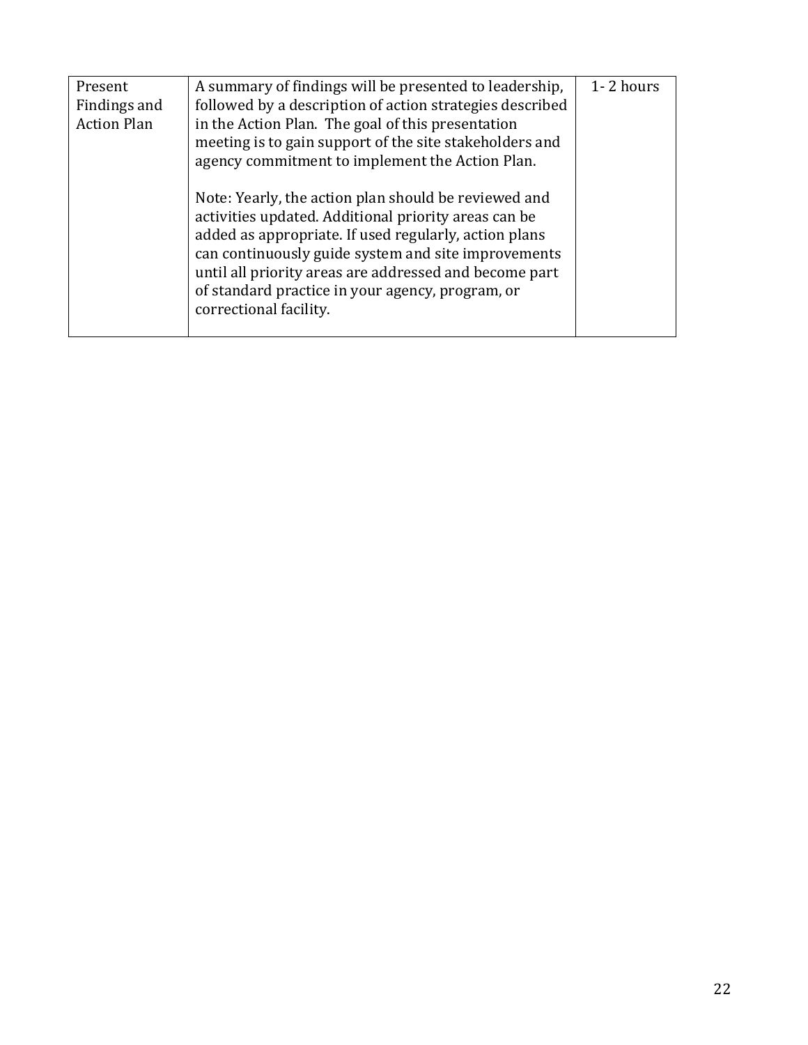| | | |
|---|---|---|
| Present Findings and Action Plan | A summary of findings will be presented to leadership, followed by a description of action strategies described in the Action Plan. The goal of this presentation meeting is to gain support of the site stakeholders and agency commitment to implement the Action Plan.<br><br>Note: Yearly, the action plan should be reviewed and activities updated. Additional priority areas can be added as appropriate. If used regularly, action plans can continuously guide system and site improvements until all priority areas are addressed and become part of standard practice in your agency, program, or correctional facility. | 1- 2 hours |